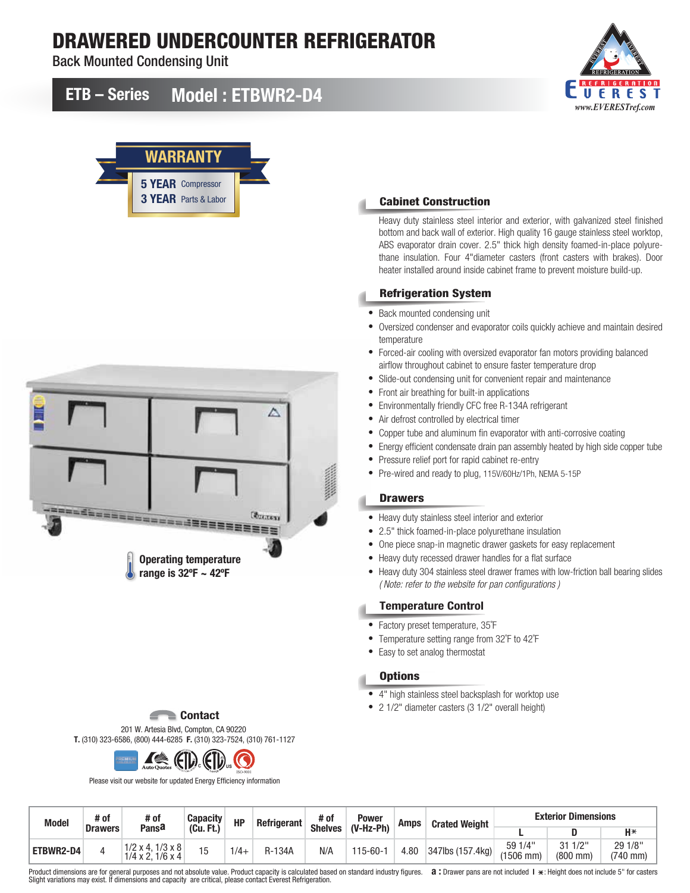# DRAWERED UNDERCOUNTER REFRIGERATOR

Back Mounted Condensing Unit

## ETB – Series Model : ETBWR2-D4

**WARRANTY**

**5 YEAR** Compressor
**3 YEAR** Parts & Labor

Operating temperature range is 32ºF ~ 42ºF

### Cabinet Construction

Heavy duty stainless steel interior and exterior, with galvanized steel finished bottom and back wall of exterior. High quality 16 gauge stainless steel worktop, ABS evaporator drain cover. 2.5" thick high density foamed-in-place polyurethane insulation. Four 4"diameter casters (front casters with brakes). Door heater installed around inside cabinet frame to prevent moisture build-up.

### Refrigeration System

- Back mounted condensing unit
- Oversized condenser and evaporator coils quickly achieve and maintain desired temperature
- Forced-air cooling with oversized evaporator fan motors providing balanced airflow throughout cabinet to ensure faster temperature drop
- Slide-out condensing unit for convenient repair and maintenance
- Front air breathing for built-in applications
- Environmentally friendly CFC free R-134A refrigerant
- Air defrost controlled by electrical timer
- Copper tube and aluminum fin evaporator with anti-corrosive coating
- Energy efficient condensate drain pan assembly heated by high side copper tube
- Pressure relief port for rapid cabinet re-entry
- Pre-wired and ready to plug, 115V/60Hz/1Ph, NEMA 5-15P

### Drawers

- Heavy duty stainless steel interior and exterior
- 2.5" thick foamed-in-place polyurethane insulation
- One piece snap-in magnetic drawer gaskets for easy replacement
- Heavy duty recessed drawer handles for a flat surface
- Heavy duty 304 stainless steel drawer frames with low-friction ball bearing slides
  *( Note: refer to the website for pan configurations )*

### Temperature Control

- Factory preset temperature, 35̊F
- Temperature setting range from 32̊F to 42̊F
- Easy to set analog thermostat

### Options

- 4" high stainless steel backsplash for worktop use
- 2 1/2" diameter casters (3 1/2" overall height)

### Contact

201 W. Artesia Blvd, Compton, CA 90220
**T.** (310) 323-6586, (800) 444-6285 **F.** (310) 323-7524, (310) 761-1127

Please visit our website for updated Energy Efficiency information

| Model | # of Drawers | # of Pans**a** | Capacity (Cu. Ft.) | HP | Refrigerant | # of Shelves | Power (V-Hz-Ph) | Amps | Crated Weight | Exterior Dimensions | | |
|---|---|---|---|---|---|---|---|---|---|---|---|---|
| | | | | | | | | | | L | D | H* |
| ETBWR2-D4 | 4 | 1/2 x 4, 1/3 x 8 1/4 x 2, 1/6 x 4 | 15 | 1/4+ | R-134A | N/A | 115-60-1 | 4.80 | 347lbs (157.4kg) | 59 1/4" (1506 mm) | 31 1/2" (800 mm) | 29 1/8" (740 mm) |

Product dimensions are for general purposes and not absolute value. Product capacity is calculated based on standard industry figures. Slight variations may exist. If dimensions and capacity are critical, please contact Everest Refrigeration.
**a :** Drawer pans are not included **I** *: Height does not include 5" for casters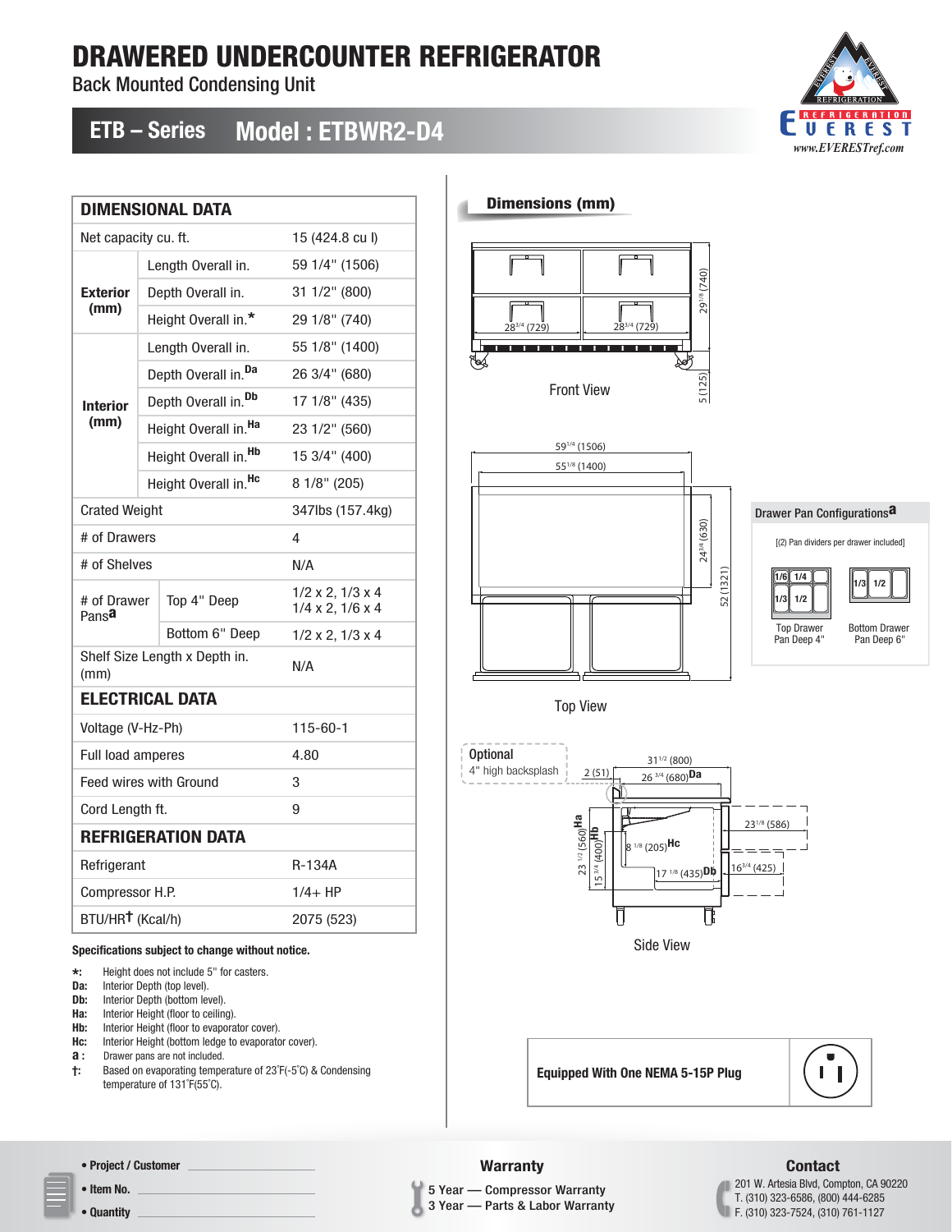# DRAWERED UNDERCOUNTER REFRIGERATOR

Back Mounted Condensing Unit

## ETB – Series Model : ETBWR2-D4

www.EVERESTref.com

| DIMENSIONAL DATA | | |
|---|---|---|
| Net capacity cu. ft. | | 15 (424.8 cu l) |
| **Exterior (mm)** | Length Overall in. | 59 1/4" (1506) |
| | Depth Overall in. | 31 1/2" (800) |
| | Height Overall in.* | 29 1/8" (740) |
| **Interior (mm)** | Length Overall in. | 55 1/8" (1400) |
| | Depth Overall in.Da | 26 3/4" (680) |
| | Depth Overall in.Db | 17 1/8" (435) |
| | Height Overall in.Ha | 23 1/2" (560) |
| | Height Overall in.Hb | 15 3/4" (400) |
| | Height Overall in.Hc | 8 1/8" (205) |
| Crated Weight | | 347lbs (157.4kg) |
| # of Drawers | | 4 |
| # of Shelves | | N/A |
| # of Drawer Pans[a] | Top 4" Deep | 1/2 x 2, 1/3 x 4 1/4 x 2, 1/6 x 4 |
| | Bottom 6" Deep | 1/2 x 2, 1/3 x 4 |
| Shelf Size Length x Depth in. (mm) | | N/A |
| **ELECTRICAL DATA** | | |
| Voltage (V-Hz-Ph) | | 115-60-1 |
| Full load amperes | | 4.80 |
| Feed wires with Ground | | 3 |
| Cord Length ft. | | 9 |
| **REFRIGERATION DATA** | | |
| Refrigerant | | R-134A |
| Compressor H.P. | | 1/4+ HP |
| BTU/HR† (Kcal/h) | | 2075 (523) |

**Specifications subject to change without notice.**

- **\*:** Height does not include 5" for casters.
- **Da:** Interior Depth (top level).
- **Db:** Interior Depth (bottom level).
- **Ha:** Interior Height (floor to ceiling).
- **Hb:** Interior Height (floor to evaporator cover).
- **Hc:** Interior Height (bottom ledge to evaporator cover).
- **a :** Drawer pans are not included.
- **†:** Based on evaporating temperature of 23˚F(-5˚C) & Condensing temperature of 131˚F(55˚C).

## Dimensions (mm)

Front View

28 3/4 (729)
28 3/4 (729)
29 1/8 (740)
5 (125)

Top View

59 1/4 (1506)
55 1/8 (1400)
24 3/4 (630)
52 (1321)

Drawer Pan Configurations[a]

[(2) Pan dividers per drawer included]

1/6 1/4 1/3 1/2 — Top Drawer Pan Deep 4"

1/3 1/2 — Bottom Drawer Pan Deep 6"

Side View

Optional 4" high backsplash

31 1/2 (800)
2 (51)
26 3/4 (680) Da
23 1/2 (560) Ha
15 3/4 (400) Hb
8 1/8 (205) Hc
17 1/8 (435) Db
23 1/8 (586)
16 3/4 (425)

**Equipped With One NEMA 5-15P Plug**

- **Project / Customer** ____________
- **Item No.** ____________
- **Quantity** ____________

### Warranty

5 Year — Compressor Warranty
3 Year — Parts & Labor Warranty

### Contact

201 W. Artesia Blvd, Compton, CA 90220
T. (310) 323-6586, (800) 444-6285
F. (310) 323-7524, (310) 761-1127